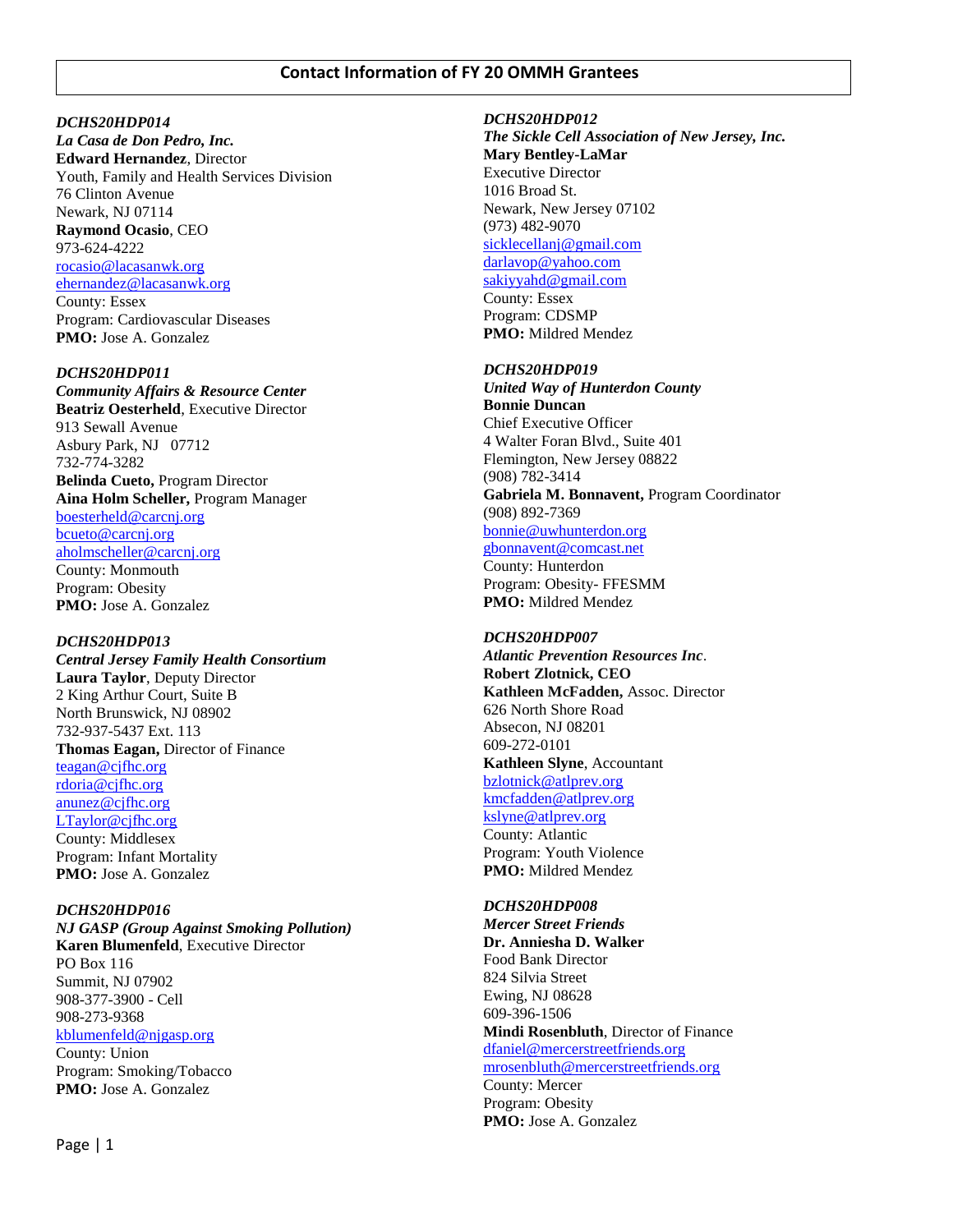# Contact Information of FY 20 OMMH Grantees

*DCHS20HDP014*
***La Casa de Don Pedro, Inc.***
**Edward Hernandez**, Director
Youth, Family and Health Services Division
76 Clinton Avenue
Newark, NJ 07114
**Raymond Ocasio**, CEO
973-624-4222
rocasio@lacasanwk.org
ehernandez@lacasanwk.org
County: Essex
Program: Cardiovascular Diseases
**PMO:** Jose A. Gonzalez

*DCHS20HDP011*
***Community Affairs & Resource Center***
**Beatriz Oesterheld**, Executive Director
913 Sewall Avenue
Asbury Park, NJ 07712
732-774-3282
**Belinda Cueto,** Program Director
**Aina Holm Scheller,** Program Manager
boesterheld@carcnj.org
bcueto@carcnj.org
aholmscheller@carcnj.org
County: Monmouth
Program: Obesity
**PMO:** Jose A. Gonzalez

*DCHS20HDP013*
***Central Jersey Family Health Consortium***
**Laura Taylor**, Deputy Director
2 King Arthur Court, Suite B
North Brunswick, NJ 08902
732-937-5437 Ext. 113
**Thomas Eagan,** Director of Finance
teagan@cjfhc.org
rdoria@cjfhc.org
anunez@cjfhc.org
LTaylor@cjfhc.org
County: Middlesex
Program: Infant Mortality
**PMO:** Jose A. Gonzalez

*DCHS20HDP016*
***NJ GASP (Group Against Smoking Pollution)***
**Karen Blumenfeld**, Executive Director
PO Box 116
Summit, NJ 07902
908-377-3900 - Cell
908-273-9368
kblumenfeld@njgasp.org
County: Union
Program: Smoking/Tobacco
**PMO:** Jose A. Gonzalez

*DCHS20HDP012*
***The Sickle Cell Association of New Jersey, Inc.***
**Mary Bentley-LaMar**
Executive Director
1016 Broad St.
Newark, New Jersey 07102
(973) 482-9070
sicklecellanj@gmail.com
darlavop@yahoo.com
sakiyyahd@gmail.com
County: Essex
Program: CDSMP
**PMO:** Mildred Mendez

*DCHS20HDP019*
***United Way of Hunterdon County***
**Bonnie Duncan**
Chief Executive Officer
4 Walter Foran Blvd., Suite 401
Flemington, New Jersey 08822
(908) 782-3414
**Gabriela M. Bonnavent,** Program Coordinator
(908) 892-7369
bonnie@uwhunterdon.org
gbonnavent@comcast.net
County: Hunterdon
Program: Obesity- FFESMM
**PMO:** Mildred Mendez

*DCHS20HDP007*
***Atlantic Prevention Resources Inc***.
**Robert Zlotnick, CEO**
**Kathleen McFadden,** Assoc. Director
626 North Shore Road
Absecon, NJ 08201
609-272-0101
**Kathleen Slyne**, Accountant
bzlotnick@atlprev.org
kmcfadden@atlprev.org
kslyne@atlprev.org
County: Atlantic
Program: Youth Violence
**PMO:** Mildred Mendez

*DCHS20HDP008*
***Mercer Street Friends***
**Dr. Anniesha D. Walker**
Food Bank Director
824 Silvia Street
Ewing, NJ 08628
609-396-1506
**Mindi Rosenbluth**, Director of Finance
dfaniel@mercerstreetfriends.org
mrosenbluth@mercerstreetfriends.org
County: Mercer
Program: Obesity
**PMO:** Jose A. Gonzalez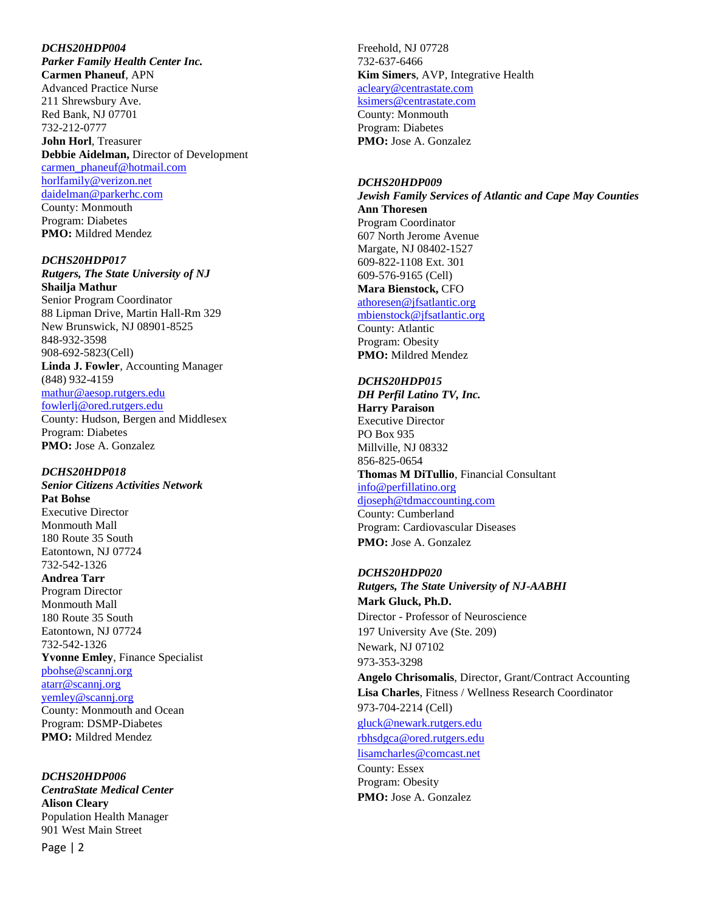*DCHS20HDP004*
***Parker Family Health Center Inc.***
**Carmen Phaneuf**, APN
Advanced Practice Nurse
211 Shrewsbury Ave.
Red Bank, NJ 07701
732-212-0777
**John Horl**, Treasurer
**Debbie Aidelman,** Director of Development
carmen_phaneuf@hotmail.com
horlfamily@verizon.net
daidelman@parkerhc.com
County: Monmouth
Program: Diabetes
**PMO:** Mildred Mendez

*DCHS20HDP017*
***Rutgers, The State University of NJ***
**Shailja Mathur**
Senior Program Coordinator
88 Lipman Drive, Martin Hall-Rm 329
New Brunswick, NJ 08901-8525
848-932-3598
908-692-5823(Cell)
**Linda J. Fowler**, Accounting Manager
(848) 932-4159
mathur@aesop.rutgers.edu
fowlerlj@ored.rutgers.edu
County: Hudson, Bergen and Middlesex
Program: Diabetes
**PMO:** Jose A. Gonzalez

*DCHS20HDP018*
***Senior Citizens Activities Network***
**Pat Bohse**
Executive Director
Monmouth Mall
180 Route 35 South
Eatontown, NJ 07724
732-542-1326
**Andrea Tarr**
Program Director
Monmouth Mall
180 Route 35 South
Eatontown, NJ 07724
732-542-1326
**Yvonne Emley**, Finance Specialist
pbohse@scannj.org
atarr@scannj.org
yemley@scannj.org
County: Monmouth and Ocean
Program: DSMP-Diabetes
**PMO:** Mildred Mendez

*DCHS20HDP006*
***CentraState Medical Center***
**Alison Cleary**
Population Health Manager
901 West Main Street
Freehold, NJ 07728
732-637-6466
**Kim Simers**, AVP, Integrative Health
acleary@centrastate.com
ksimers@centrastate.com
County: Monmouth
Program: Diabetes
**PMO:** Jose A. Gonzalez

*DCHS20HDP009*
***Jewish Family Services of Atlantic and Cape May Counties***
**Ann Thoresen**
Program Coordinator
607 North Jerome Avenue
Margate, NJ 08402-1527
609-822-1108 Ext. 301
609-576-9165 (Cell)
**Mara Bienstock,** CFO
athoresen@jfsatlantic.org
mbienstock@jfsatlantic.org
County: Atlantic
Program: Obesity
**PMO:** Mildred Mendez

*DCHS20HDP015*
***DH Perfil Latino TV, Inc.***
**Harry Paraison**
Executive Director
PO Box 935
Millville, NJ 08332
856-825-0654
**Thomas M DiTullio**, Financial Consultant
info@perfillatino.org
djoseph@tdmaccounting.com
County: Cumberland
Program: Cardiovascular Diseases
**PMO:** Jose A. Gonzalez

*DCHS20HDP020*
***Rutgers, The State University of NJ-AABHI***
**Mark Gluck, Ph.D.**
Director - Professor of Neuroscience
197 University Ave (Ste. 209)
Newark, NJ 07102
973-353-3298
**Angelo Chrisomalis**, Director, Grant/Contract Accounting
**Lisa Charles**, Fitness / Wellness Research Coordinator
973-704-2214 (Cell)
gluck@newark.rutgers.edu
rbhsdgca@ored.rutgers.edu
lisamcharles@comcast.net
County: Essex
Program: Obesity
**PMO:** Jose A. Gonzalez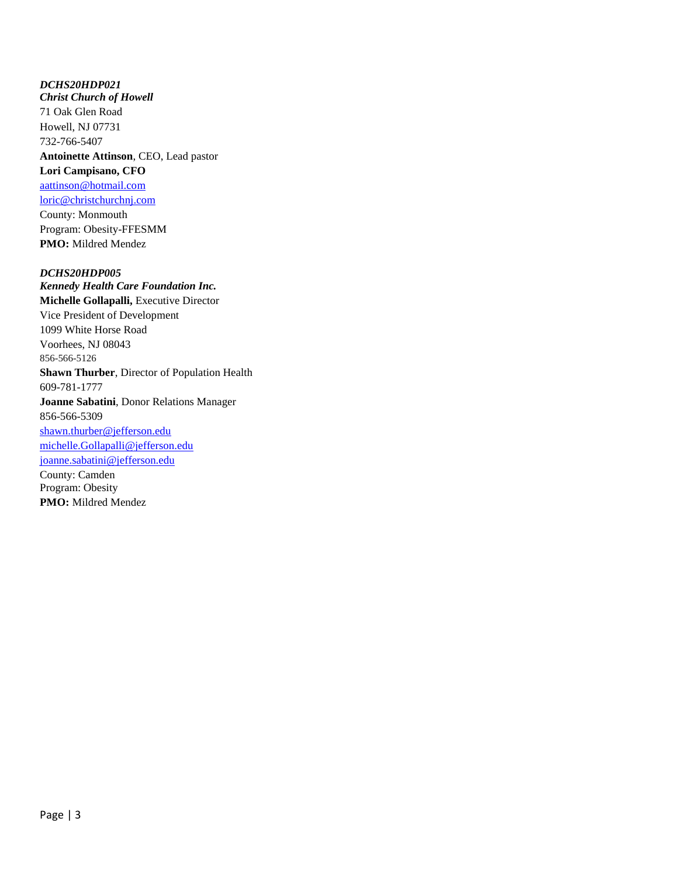*DCHS20HDP021*
***Christ Church of Howell***
71 Oak Glen Road
Howell, NJ 07731
732-766-5407
**Antoinette Attinson**, CEO, Lead pastor
**Lori Campisano, CFO**
aattinson@hotmail.com
loric@christchurchnj.com
County: Monmouth
Program: Obesity-FFESMM
**PMO:** Mildred Mendez

*DCHS20HDP005*
***Kennedy Health Care Foundation Inc.***
**Michelle Gollapalli,** Executive Director
Vice President of Development
1099 White Horse Road
Voorhees, NJ 08043
856-566-5126
**Shawn Thurber**, Director of Population Health
609-781-1777
**Joanne Sabatini**, Donor Relations Manager
856-566-5309
shawn.thurber@jefferson.edu
michelle.Gollapalli@jefferson.edu
joanne.sabatini@jefferson.edu
County: Camden
Program: Obesity
**PMO:** Mildred Mendez